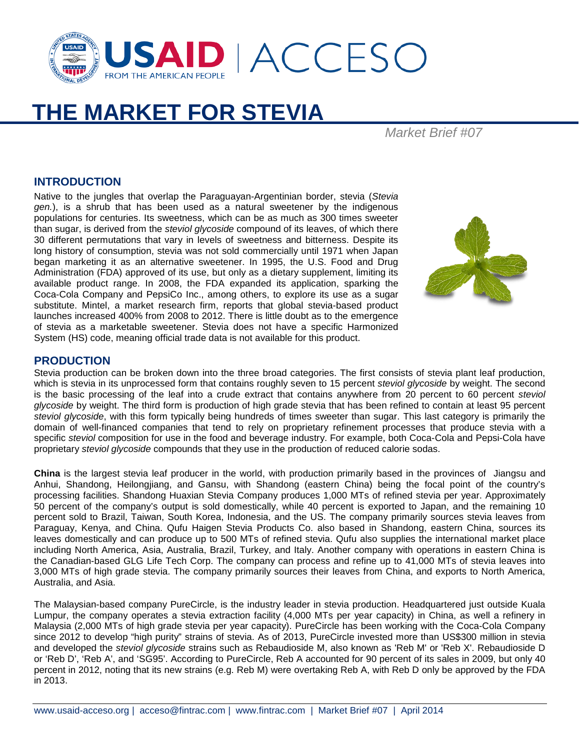# THE MARKET FOR STEVIA

*Market Brief #07*

## INTRODUCTION

Native to the jungles that overlap the Paraguayan-Argentinian border, stevia (*Stevia gen.*), is a shrub that has been used as a natural sweetener by the indigenous populations for centuries. Its sweetness, which can be as much as 300 times sweeter than sugar, is derived from the *steviol glycoside* compound of its leaves, of which there 30 different permutations that vary in levels of sweetness and bitterness. Despite its long history of consumption, stevia was not sold commercially until 1971 when Japan began marketing it as an alternative sweetener. In 1995, the U.S. Food and Drug Administration (FDA) approved of its use, but only as a dietary supplement, limiting its available product range. In 2008, the FDA expanded its application, sparking the Coca-Cola Company and PepsiCo Inc., among others, to explore its use as a sugar substitute. Mintel, a market research firm, reports that global stevia-based product launches increased 400% from 2008 to 2012. There is little doubt as to the emergence of stevia as a marketable sweetener. Stevia does not have a specific Harmonized System (HS) code, meaning official trade data is not available for this product.

## PRODUCTION

Stevia production can be broken down into the three broad categories. The first consists of stevia plant leaf production, which is stevia in its unprocessed form that contains roughly seven to 15 percent *steviol glycoside* by weight. The second is the basic processing of the leaf into a crude extract that contains anywhere from 20 percent to 60 percent *steviol glycoside* by weight. The third form is production of high grade stevia that has been refined to contain at least 95 percent *steviol glycoside*, with this form typically being hundreds of times sweeter than sugar. This last category is primarily the domain of well-financed companies that tend to rely on proprietary refinement processes that produce stevia with a specific *steviol* composition for use in the food and beverage industry. For example, both Coca-Cola and Pepsi-Cola have proprietary *steviol glycoside* compounds that they use in the production of reduced calorie sodas.

**China** is the largest stevia leaf producer in the world, with production primarily based in the provinces of Jiangsu and Anhui, Shandong, Heilongjiang, and Gansu, with Shandong (eastern China) being the focal point of the country's processing facilities. Shandong Huaxian Stevia Company produces 1,000 MTs of refined stevia per year. Approximately 50 percent of the company's output is sold domestically, while 40 percent is exported to Japan, and the remaining 10 percent sold to Brazil, Taiwan, South Korea, Indonesia, and the US. The company primarily sources stevia leaves from Paraguay, Kenya, and China. Qufu Haigen Stevia Products Co. also based in Shandong, eastern China, sources its leaves domestically and can produce up to 500 MTs of refined stevia. Qufu also supplies the international market place including North America, Asia, Australia, Brazil, Turkey, and Italy. Another company with operations in eastern China is the Canadian-based GLG Life Tech Corp. The company can process and refine up to 41,000 MTs of stevia leaves into 3,000 MTs of high grade stevia. The company primarily sources their leaves from China, and exports to North America, Australia, and Asia.

The Malaysian-based company PureCircle, is the industry leader in stevia production. Headquartered just outside Kuala Lumpur, the company operates a stevia extraction facility (4,000 MTs per year capacity) in China, as well a refinery in Malaysia (2,000 MTs of high grade stevia per year capacity). PureCircle has been working with the Coca-Cola Company since 2012 to develop "high purity" strains of stevia. As of 2013, PureCircle invested more than US$300 million in stevia and developed the *steviol glycoside* strains such as Rebaudioside M, also known as 'Reb M' or 'Reb X'. Rebaudioside D or 'Reb D', 'Reb A', and 'SG95'. According to PureCircle, Reb A accounted for 90 percent of its sales in 2009, but only 40 percent in 2012, noting that its new strains (e.g. Reb M) were overtaking Reb A, with Reb D only be approved by the FDA in 2013.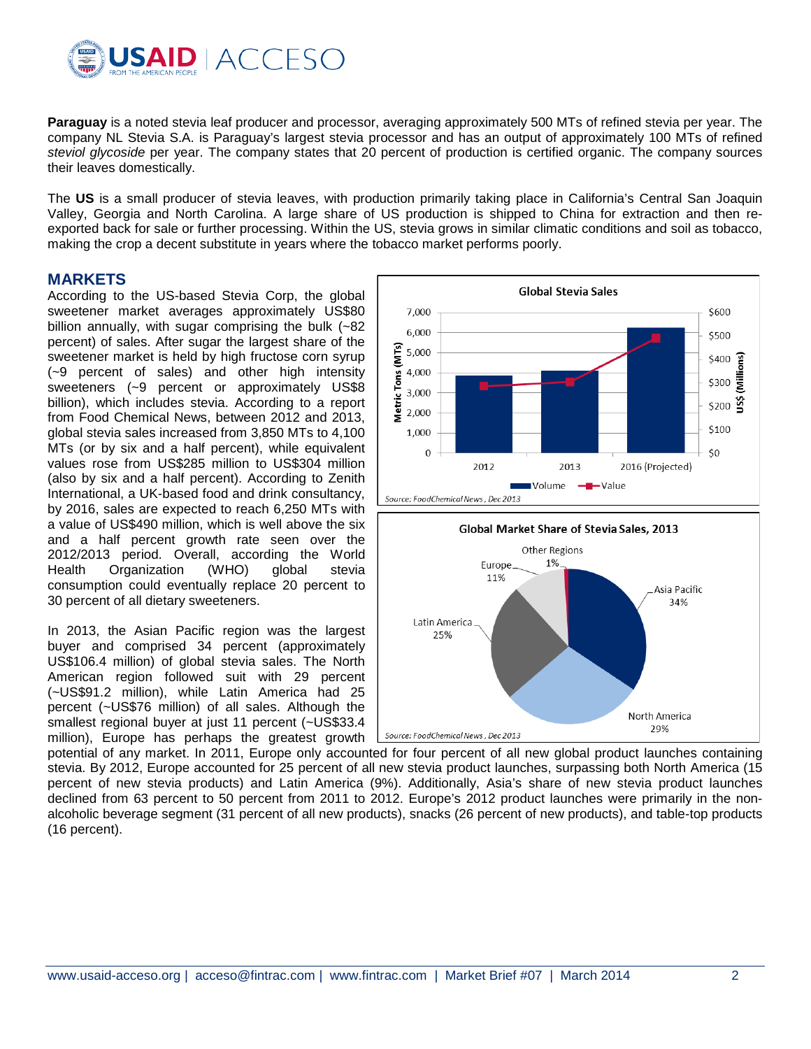**Paraguay** is a noted stevia leaf producer and processor, averaging approximately 500 MTs of refined stevia per year. The company NL Stevia S.A. is Paraguay's largest stevia processor and has an output of approximately 100 MTs of refined *steviol glycoside* per year. The company states that 20 percent of production is certified organic. The company sources their leaves domestically.

The **US** is a small producer of stevia leaves, with production primarily taking place in California's Central San Joaquin Valley, Georgia and North Carolina. A large share of US production is shipped to China for extraction and then re-exported back for sale or further processing. Within the US, stevia grows in similar climatic conditions and soil as tobacco, making the crop a decent substitute in years where the tobacco market performs poorly.

## MARKETS

According to the US-based Stevia Corp, the global sweetener market averages approximately US$80 billion annually, with sugar comprising the bulk (~82 percent) of sales. After sugar the largest share of the sweetener market is held by high fructose corn syrup (~9 percent of sales) and other high intensity sweeteners (~9 percent or approximately US$8 billion), which includes stevia. According to a report from Food Chemical News, between 2012 and 2013, global stevia sales increased from 3,850 MTs to 4,100 MTs (or by six and a half percent), while equivalent values rose from US$285 million to US$304 million (also by six and a half percent). According to Zenith International, a UK-based food and drink consultancy, by 2016, sales are expected to reach 6,250 MTs with a value of US$490 million, which is well above the six and a half percent growth rate seen over the 2012/2013 period. Overall, according the World Health Organization (WHO) global stevia consumption could eventually replace 20 percent to 30 percent of all dietary sweeteners.

**Global Stevia Sales**

| | 2012 | 2013 | 2016 (Projected) |
|---|---|---|---|
| Volume (Metric Tons (MTs)) | 3,850 | 4,100 | 6,250 |
| Value (US$ (Millions)) | $285 | $304 | $490 |

*Source: FoodChemical News, Dec 2013*

**Global Market Share of Stevia Sales, 2013**

| Region | Share |
|---|---|
| Asia Pacific | 34% |
| North America | 29% |
| Latin America | 25% |
| Europe | 11% |
| Other Regions | 1% |

*Source: FoodChemical News, Dec 2013*

In 2013, the Asian Pacific region was the largest buyer and comprised 34 percent (approximately US$106.4 million) of global stevia sales. The North American region followed suit with 29 percent (~US$91.2 million), while Latin America had 25 percent (~US$76 million) of all sales. Although the smallest regional buyer at just 11 percent (~US$33.4 million), Europe has perhaps the greatest growth potential of any market. In 2011, Europe only accounted for four percent of all new global product launches containing stevia. By 2012, Europe accounted for 25 percent of all new stevia product launches, surpassing both North America (15 percent of new stevia products) and Latin America (9%). Additionally, Asia's share of new stevia product launches declined from 63 percent to 50 percent from 2011 to 2012. Europe's 2012 product launches were primarily in the non-alcoholic beverage segment (31 percent of all new products), snacks (26 percent of new products), and table-top products (16 percent).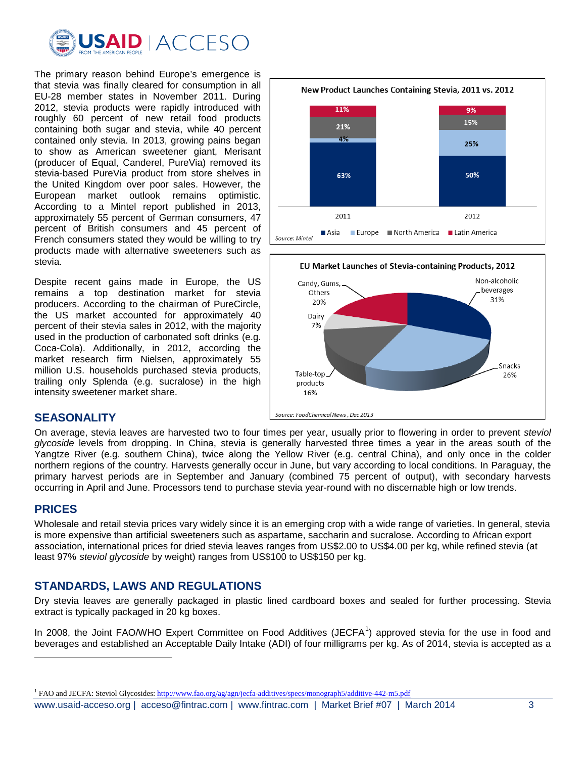The primary reason behind Europe's emergence is that stevia was finally cleared for consumption in all EU-28 member states in November 2011. During 2012, stevia products were rapidly introduced with roughly 60 percent of new retail food products containing both sugar and stevia, while 40 percent contained only stevia. In 2013, growing pains began to show as American sweetener giant, Merisant (producer of Equal, Canderel, PureVia) removed its stevia-based PureVia product from store shelves in the United Kingdom over poor sales. However, the European market outlook remains optimistic. According to a Mintel report published in 2013, approximately 55 percent of German consumers, 47 percent of British consumers and 45 percent of French consumers stated they would be willing to try products made with alternative sweeteners such as stevia.

Despite recent gains made in Europe, the US remains a top destination market for stevia producers. According to the chairman of PureCircle, the US market accounted for approximately 40 percent of their stevia sales in 2012, with the majority used in the production of carbonated soft drinks (e.g. Coca-Cola). Additionally, in 2012, according the market research firm Nielsen, approximately 55 million U.S. households purchased stevia products, trailing only Splenda (e.g. sucralose) in the high intensity sweetener market share.

**New Product Launches Containing Stevia, 2011 vs. 2012**

| Region | 2011 | 2012 |
|---|---|---|
| Asia | 63% | 50% |
| Europe | 4% | 25% |
| North America | 21% | 15% |
| Latin America | 11% | 9% |

Source: Mintel

**EU Market Launches of Stevia-containing Products, 2012**

| Category | Share |
|---|---|
| Non-alcoholic beverages | 31% |
| Snacks | 26% |
| Candy, Gums, Others | 20% |
| Table-top products | 16% |
| Dairy | 7% |

Source: FoodChemicalNews, Dec 2013

## SEASONALITY

On average, stevia leaves are harvested two to four times per year, usually prior to flowering in order to prevent *steviol glycoside* levels from dropping. In China, stevia is generally harvested three times a year in the areas south of the Yangtze River (e.g. southern China), twice along the Yellow River (e.g. central China), and only once in the colder northern regions of the country. Harvests generally occur in June, but vary according to local conditions. In Paraguay, the primary harvest periods are in September and January (combined 75 percent of output), with secondary harvests occurring in April and June. Processors tend to purchase stevia year-round with no discernable high or low trends.

## PRICES

Wholesale and retail stevia prices vary widely since it is an emerging crop with a wide range of varieties. In general, stevia is more expensive than artificial sweeteners such as aspartame, saccharin and sucralose. According to African export association, international prices for dried stevia leaves ranges from US$2.00 to US$4.00 per kg, while refined stevia (at least 97% *steviol glycoside* by weight) ranges from US$100 to US$150 per kg.

## STANDARDS, LAWS AND REGULATIONS

Dry stevia leaves are generally packaged in plastic lined cardboard boxes and sealed for further processing. Stevia extract is typically packaged in 20 kg boxes.

In 2008, the Joint FAO/WHO Expert Committee on Food Additives (JECFA[1]) approved stevia for the use in food and beverages and established an Acceptable Daily Intake (ADI) of four milligrams per kg. As of 2014, stevia is accepted as a

[1] FAO and JECFA: Steviol Glycosides: http://www.fao.org/ag/agn/jecfa-additives/specs/monograph5/additive-442-m5.pdf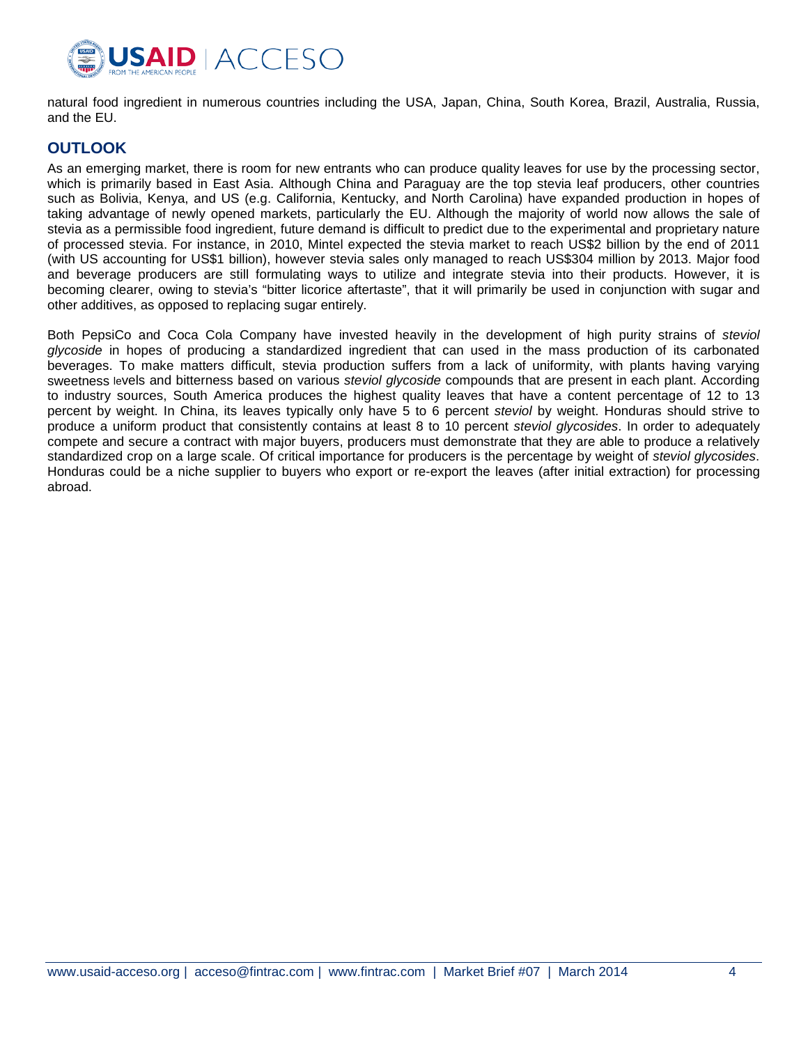natural food ingredient in numerous countries including the USA, Japan, China, South Korea, Brazil, Australia, Russia, and the EU.

## OUTLOOK

As an emerging market, there is room for new entrants who can produce quality leaves for use by the processing sector, which is primarily based in East Asia. Although China and Paraguay are the top stevia leaf producers, other countries such as Bolivia, Kenya, and US (e.g. California, Kentucky, and North Carolina) have expanded production in hopes of taking advantage of newly opened markets, particularly the EU. Although the majority of world now allows the sale of stevia as a permissible food ingredient, future demand is difficult to predict due to the experimental and proprietary nature of processed stevia. For instance, in 2010, Mintel expected the stevia market to reach US$2 billion by the end of 2011 (with US accounting for US$1 billion), however stevia sales only managed to reach US$304 million by 2013. Major food and beverage producers are still formulating ways to utilize and integrate stevia into their products. However, it is becoming clearer, owing to stevia's "bitter licorice aftertaste", that it will primarily be used in conjunction with sugar and other additives, as opposed to replacing sugar entirely.

Both PepsiCo and Coca Cola Company have invested heavily in the development of high purity strains of *steviol glycoside* in hopes of producing a standardized ingredient that can used in the mass production of its carbonated beverages. To make matters difficult, stevia production suffers from a lack of uniformity, with plants having varying sweetness levels and bitterness based on various *steviol glycoside* compounds that are present in each plant. According to industry sources, South America produces the highest quality leaves that have a content percentage of 12 to 13 percent by weight. In China, its leaves typically only have 5 to 6 percent *steviol* by weight. Honduras should strive to produce a uniform product that consistently contains at least 8 to 10 percent *steviol glycosides*. In order to adequately compete and secure a contract with major buyers, producers must demonstrate that they are able to produce a relatively standardized crop on a large scale. Of critical importance for producers is the percentage by weight of *steviol glycosides*. Honduras could be a niche supplier to buyers who export or re-export the leaves (after initial extraction) for processing abroad.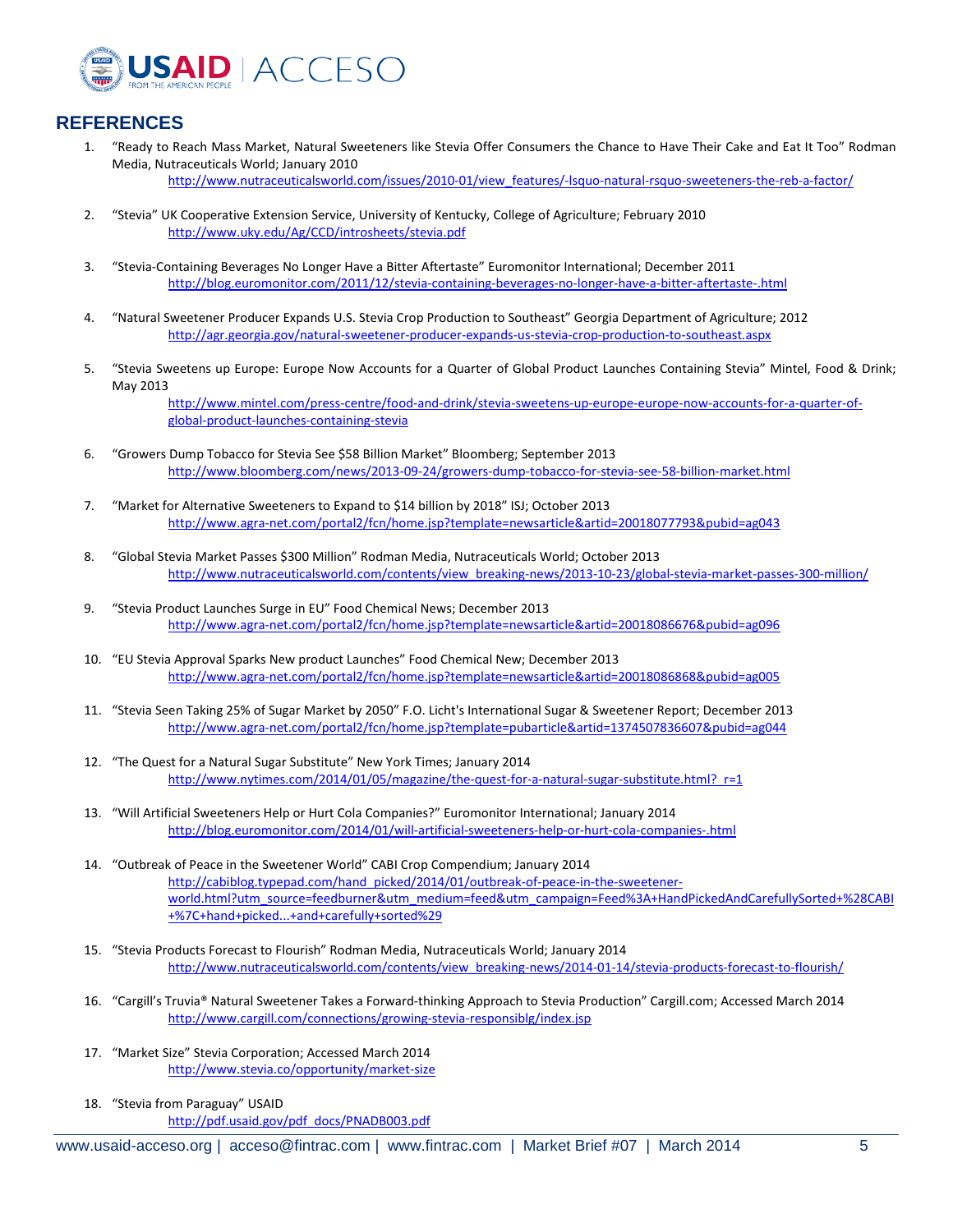## REFERENCES

1. "Ready to Reach Mass Market, Natural Sweeteners like Stevia Offer Consumers the Chance to Have Their Cake and Eat It Too" Rodman Media, Nutraceuticals World; January 2010
   http://www.nutraceuticalsworld.com/issues/2010-01/view_features/-lsquo-natural-rsquo-sweeteners-the-reb-a-factor/

2. "Stevia" UK Cooperative Extension Service, University of Kentucky, College of Agriculture; February 2010
   http://www.uky.edu/Ag/CCD/introsheets/stevia.pdf

3. "Stevia-Containing Beverages No Longer Have a Bitter Aftertaste" Euromonitor International; December 2011
   http://blog.euromonitor.com/2011/12/stevia-containing-beverages-no-longer-have-a-bitter-aftertaste-.html

4. "Natural Sweetener Producer Expands U.S. Stevia Crop Production to Southeast" Georgia Department of Agriculture; 2012
   http://agr.georgia.gov/natural-sweetener-producer-expands-us-stevia-crop-production-to-southeast.aspx

5. "Stevia Sweetens up Europe: Europe Now Accounts for a Quarter of Global Product Launches Containing Stevia" Mintel, Food & Drink; May 2013
   http://www.mintel.com/press-centre/food-and-drink/stevia-sweetens-up-europe-europe-now-accounts-for-a-quarter-of-global-product-launches-containing-stevia

6. "Growers Dump Tobacco for Stevia See $58 Billion Market" Bloomberg; September 2013
   http://www.bloomberg.com/news/2013-09-24/growers-dump-tobacco-for-stevia-see-58-billion-market.html

7. "Market for Alternative Sweeteners to Expand to $14 billion by 2018" ISJ; October 2013
   http://www.agra-net.com/portal2/fcn/home.jsp?template=newsarticle&artid=20018077793&pubid=ag043

8. "Global Stevia Market Passes $300 Million" Rodman Media, Nutraceuticals World; October 2013
   http://www.nutraceuticalsworld.com/contents/view_breaking-news/2013-10-23/global-stevia-market-passes-300-million/

9. "Stevia Product Launches Surge in EU" Food Chemical News; December 2013
   http://www.agra-net.com/portal2/fcn/home.jsp?template=newsarticle&artid=20018086676&pubid=ag096

10. "EU Stevia Approval Sparks New product Launches" Food Chemical New; December 2013
    http://www.agra-net.com/portal2/fcn/home.jsp?template=newsarticle&artid=20018086868&pubid=ag005

11. "Stevia Seen Taking 25% of Sugar Market by 2050" F.O. Licht's International Sugar & Sweetener Report; December 2013
    http://www.agra-net.com/portal2/fcn/home.jsp?template=pubarticle&artid=1374507836607&pubid=ag044

12. "The Quest for a Natural Sugar Substitute" New York Times; January 2014
    http://www.nytimes.com/2014/01/05/magazine/the-quest-for-a-natural-sugar-substitute.html?_r=1

13. "Will Artificial Sweeteners Help or Hurt Cola Companies?" Euromonitor International; January 2014
    http://blog.euromonitor.com/2014/01/will-artificial-sweeteners-help-or-hurt-cola-companies-.html

14. "Outbreak of Peace in the Sweetener World" CABI Crop Compendium; January 2014
    http://cabiblog.typepad.com/hand_picked/2014/01/outbreak-of-peace-in-the-sweetener-world.html?utm_source=feedburner&utm_medium=feed&utm_campaign=Feed%3A+HandPickedAndCarefullySorted+%28CABI+%7C+hand+picked...+and+carefully+sorted%29

15. "Stevia Products Forecast to Flourish" Rodman Media, Nutraceuticals World; January 2014
    http://www.nutraceuticalsworld.com/contents/view_breaking-news/2014-01-14/stevia-products-forecast-to-flourish/

16. "Cargill's Truvia® Natural Sweetener Takes a Forward-thinking Approach to Stevia Production" Cargill.com; Accessed March 2014
    http://www.cargill.com/connections/growing-stevia-responsiblg/index.jsp

17. "Market Size" Stevia Corporation; Accessed March 2014
    http://www.stevia.co/opportunity/market-size

18. "Stevia from Paraguay" USAID
    http://pdf.usaid.gov/pdf_docs/PNADB003.pdf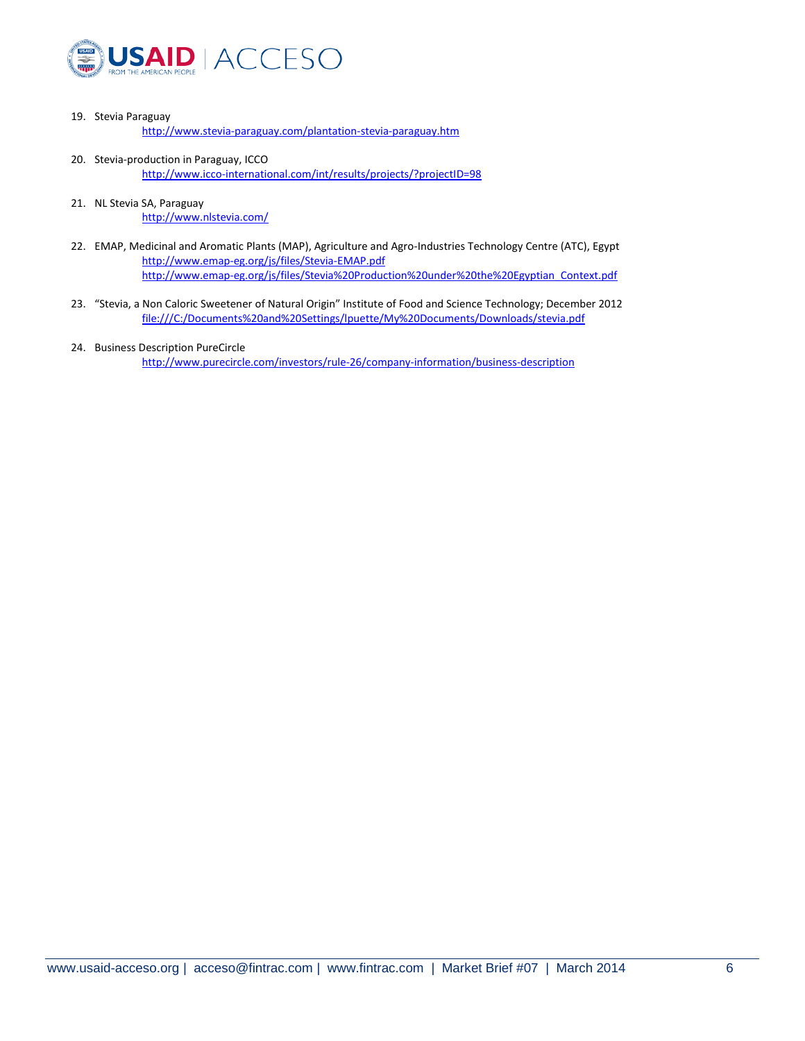19. Stevia Paraguay
    http://www.stevia-paraguay.com/plantation-stevia-paraguay.htm

20. Stevia-production in Paraguay, ICCO
    http://www.icco-international.com/int/results/projects/?projectID=98

21. NL Stevia SA, Paraguay
    http://www.nlstevia.com/

22. EMAP, Medicinal and Aromatic Plants (MAP), Agriculture and Agro-Industries Technology Centre (ATC), Egypt
    http://www.emap-eg.org/js/files/Stevia-EMAP.pdf
    http://www.emap-eg.org/js/files/Stevia%20Production%20under%20the%20Egyptian_Context.pdf

23. "Stevia, a Non Caloric Sweetener of Natural Origin" Institute of Food and Science Technology; December 2012
    file:///C:/Documents%20and%20Settings/lpuette/My%20Documents/Downloads/stevia.pdf

24. Business Description PureCircle
    http://www.purecircle.com/investors/rule-26/company-information/business-description